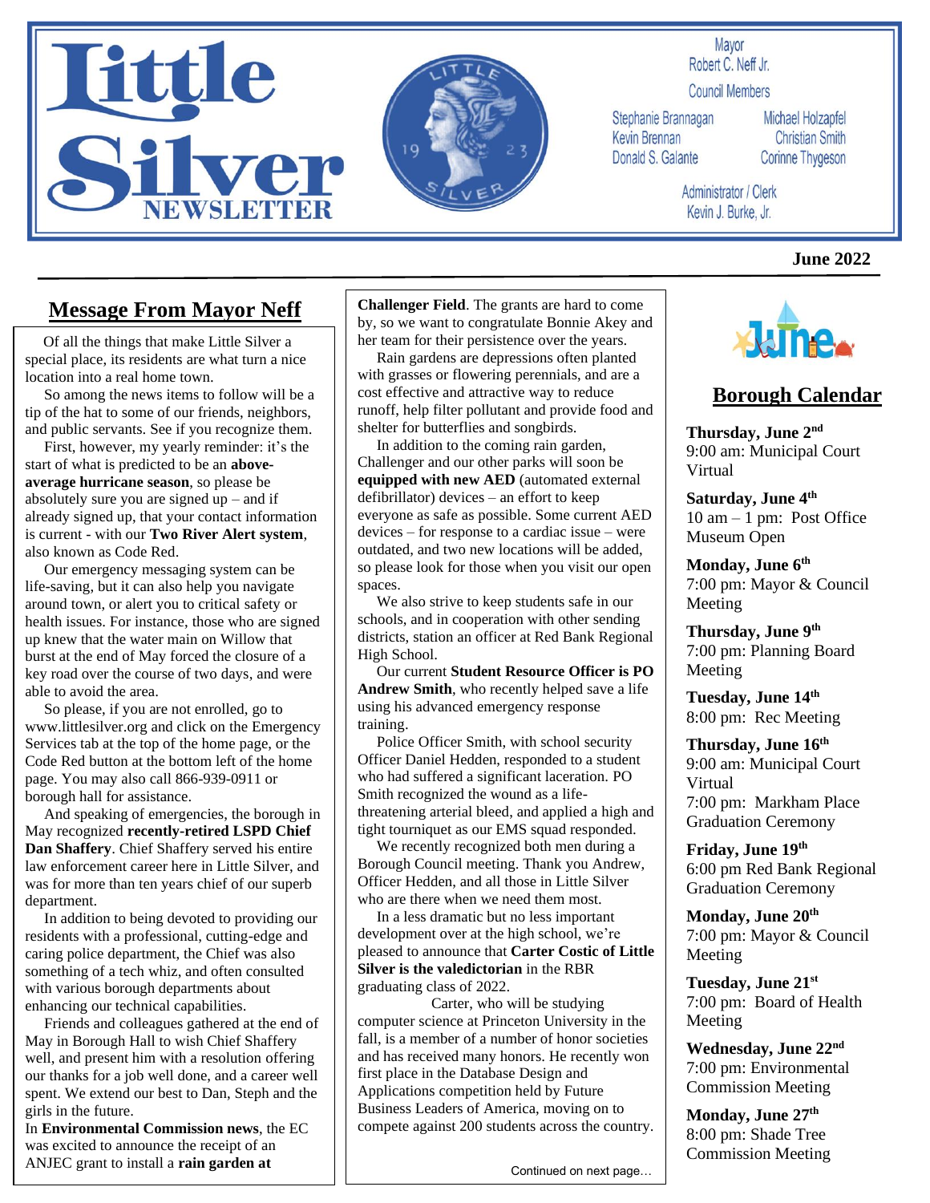# Little Silver NEWSLETTER

Mayor
Robert C. Neff Jr.

Council Members

Stephanie Brannagan
Kevin Brennan
Donald S. Galante
Michael Holzapfel
Christian Smith
Corinne Thygeson

Administrator / Clerk
Kevin J. Burke, Jr.

**June 2022**

## Message From Mayor Neff

Of all the things that make Little Silver a special place, its residents are what turn a nice location into a real home town.

So among the news items to follow will be a tip of the hat to some of our friends, neighbors, and public servants. See if you recognize them.

First, however, my yearly reminder: it's the start of what is predicted to be an **above-average hurricane season**, so please be absolutely sure you are signed up – and if already signed up, that your contact information is current - with our **Two River Alert system**, also known as Code Red.

Our emergency messaging system can be life-saving, but it can also help you navigate around town, or alert you to critical safety or health issues. For instance, those who are signed up knew that the water main on Willow that burst at the end of May forced the closure of a key road over the course of two days, and were able to avoid the area.

So please, if you are not enrolled, go to www.littlesilver.org and click on the Emergency Services tab at the top of the home page, or the Code Red button at the bottom left of the home page. You may also call 866-939-0911 or borough hall for assistance.

And speaking of emergencies, the borough in May recognized **recently-retired LSPD Chief Dan Shaffery**. Chief Shaffery served his entire law enforcement career here in Little Silver, and was for more than ten years chief of our superb department.

In addition to being devoted to providing our residents with a professional, cutting-edge and caring police department, the Chief was also something of a tech whiz, and often consulted with various borough departments about enhancing our technical capabilities.

Friends and colleagues gathered at the end of May in Borough Hall to wish Chief Shaffery well, and present him with a resolution offering our thanks for a job well done, and a career well spent. We extend our best to Dan, Steph and the girls in the future.

In **Environmental Commission news**, the EC was excited to announce the receipt of an ANJEC grant to install a **rain garden at Challenger Field**. The grants are hard to come by, so we want to congratulate Bonnie Akey and her team for their persistence over the years.

Rain gardens are depressions often planted with grasses or flowering perennials, and are a cost effective and attractive way to reduce runoff, help filter pollutant and provide food and shelter for butterflies and songbirds.

In addition to the coming rain garden, Challenger and our other parks will soon be **equipped with new AED** (automated external defibrillator) devices – an effort to keep everyone as safe as possible. Some current AED devices – for response to a cardiac issue – were outdated, and two new locations will be added, so please look for those when you visit our open spaces.

We also strive to keep students safe in our schools, and in cooperation with other sending districts, station an officer at Red Bank Regional High School.

Our current **Student Resource Officer is PO Andrew Smith**, who recently helped save a life using his advanced emergency response training.

Police Officer Smith, with school security Officer Daniel Hedden, responded to a student who had suffered a significant laceration. PO Smith recognized the wound as a life-threatening arterial bleed, and applied a high and tight tourniquet as our EMS squad responded.

We recently recognized both men during a Borough Council meeting. Thank you Andrew, Officer Hedden, and all those in Little Silver who are there when we need them most.

In a less dramatic but no less important development over at the high school, we're pleased to announce that **Carter Costic of Little Silver is the valedictorian** in the RBR graduating class of 2022.

Carter, who will be studying computer science at Princeton University in the fall, is a member of a number of honor societies and has received many honors. He recently won first place in the Database Design and Applications competition held by Future Business Leaders of America, moving on to compete against 200 students across the country.

Continued on next page…

## Borough Calendar

**Thursday, June 2nd**
9:00 am: Municipal Court Virtual

**Saturday, June 4th**
10 am – 1 pm: Post Office Museum Open

**Monday, June 6th**
7:00 pm: Mayor & Council Meeting

**Thursday, June 9th**
7:00 pm: Planning Board Meeting

**Tuesday, June 14th**
8:00 pm: Rec Meeting

**Thursday, June 16th**
9:00 am: Municipal Court Virtual
7:00 pm: Markham Place Graduation Ceremony

**Friday, June 19th**
6:00 pm Red Bank Regional Graduation Ceremony

**Monday, June 20th**
7:00 pm: Mayor & Council Meeting

**Tuesday, June 21st**
7:00 pm: Board of Health Meeting

**Wednesday, June 22nd**
7:00 pm: Environmental Commission Meeting

**Monday, June 27th**
8:00 pm: Shade Tree Commission Meeting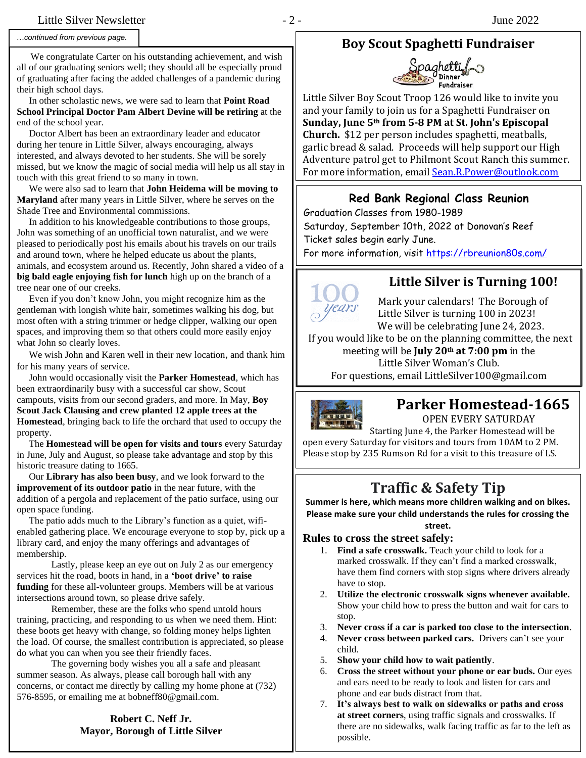*…continued from previous page.*

We congratulate Carter on his outstanding achievement, and wish all of our graduating seniors well; they should all be especially proud of graduating after facing the added challenges of a pandemic during their high school days.

In other scholastic news, we were sad to learn that **Point Road School Principal Doctor Pam Albert Devine will be retiring** at the end of the school year.

Doctor Albert has been an extraordinary leader and educator during her tenure in Little Silver, always encouraging, always interested, and always devoted to her students. She will be sorely missed, but we know the magic of social media will help us all stay in touch with this great friend to so many in town.

We were also sad to learn that **John Heidema will be moving to Maryland** after many years in Little Silver, where he serves on the Shade Tree and Environmental commissions.

In addition to his knowledgeable contributions to those groups, John was something of an unofficial town naturalist, and we were pleased to periodically post his emails about his travels on our trails and around town, where he helped educate us about the plants, animals, and ecosystem around us. Recently, John shared a video of a **big bald eagle enjoying fish for lunch** high up on the branch of a tree near one of our creeks.

Even if you don't know John, you might recognize him as the gentleman with longish white hair, sometimes walking his dog, but most often with a string trimmer or hedge clipper, walking our open spaces, and improving them so that others could more easily enjoy what John so clearly loves.

We wish John and Karen well in their new location, and thank him for his many years of service.

John would occasionally visit the **Parker Homestead**, which has been extraordinarily busy with a successful car show, Scout campouts, visits from our second graders, and more. In May, **Boy Scout Jack Clausing and crew planted 12 apple trees at the Homestead**, bringing back to life the orchard that used to occupy the property.

The **Homestead will be open for visits and tours** every Saturday in June, July and August, so please take advantage and stop by this historic treasure dating to 1665.

Our **Library has also been busy**, and we look forward to the **improvement of its outdoor patio** in the near future, with the addition of a pergola and replacement of the patio surface, using our open space funding.

The patio adds much to the Library's function as a quiet, wifi-enabled gathering place. We encourage everyone to stop by, pick up a library card, and enjoy the many offerings and advantages of membership.

Lastly, please keep an eye out on July 2 as our emergency services hit the road, boots in hand, in a **'boot drive' to raise funding** for these all-volunteer groups. Members will be at various intersections around town, so please drive safely.

Remember, these are the folks who spend untold hours training, practicing, and responding to us when we need them. Hint: these boots get heavy with change, so folding money helps lighten the load. Of course, the smallest contribution is appreciated, so please do what you can when you see their friendly faces.

The governing body wishes you all a safe and pleasant summer season. As always, please call borough hall with any concerns, or contact me directly by calling my home phone at (732) 576-8595, or emailing me at bobneff80@gmail.com.

**Robert C. Neff Jr.**
**Mayor, Borough of Little Silver**

## Boy Scout Spaghetti Fundraiser

Spaghetti Dinner Fundraiser

Little Silver Boy Scout Troop 126 would like to invite you and your family to join us for a Spaghetti Fundraiser on **Sunday, June 5th from 5-8 PM at St. John's Episcopal Church.** $12 per person includes spaghetti, meatballs, garlic bread & salad. Proceeds will help support our High Adventure patrol get to Philmont Scout Ranch this summer. For more information, email Sean.R.Power@outlook.com

## Red Bank Regional Class Reunion

Graduation Classes from 1980-1989
Saturday, September 10th, 2022 at Donovan's Reef
Ticket sales begin early June.
For more information, visit https://rbreunion80s.com/

## Little Silver is Turning 100!

Mark your calendars! The Borough of Little Silver is turning 100 in 2023! We will be celebrating June 24, 2023.

If you would like to be on the planning committee, the next meeting will be **July 20th at 7:00 pm** in the Little Silver Woman's Club.

For questions, email LittleSilver100@gmail.com

## Parker Homestead-1665

OPEN EVERY SATURDAY

Starting June 4, the Parker Homestead will be open every Saturday for visitors and tours from 10AM to 2 PM. Please stop by 235 Rumson Rd for a visit to this treasure of LS.

## Traffic & Safety Tip

**Summer is here, which means more children walking and on bikes. Please make sure your child understands the rules for crossing the street.**

### Rules to cross the street safely:

1. **Find a safe crosswalk.** Teach your child to look for a marked crosswalk. If they can't find a marked crosswalk, have them find corners with stop signs where drivers already have to stop.
2. **Utilize the electronic crosswalk signs whenever available.** Show your child how to press the button and wait for cars to stop.
3. **Never cross if a car is parked too close to the intersection**.
4. **Never cross between parked cars.** Drivers can't see your child.
5. **Show your child how to wait patiently**.
6. **Cross the street without your phone or ear buds.** Our eyes and ears need to be ready to look and listen for cars and phone and ear buds distract from that.
7. **It's always best to walk on sidewalks or paths and cross at street corners**, using traffic signals and crosswalks. If there are no sidewalks, walk facing traffic as far to the left as possible.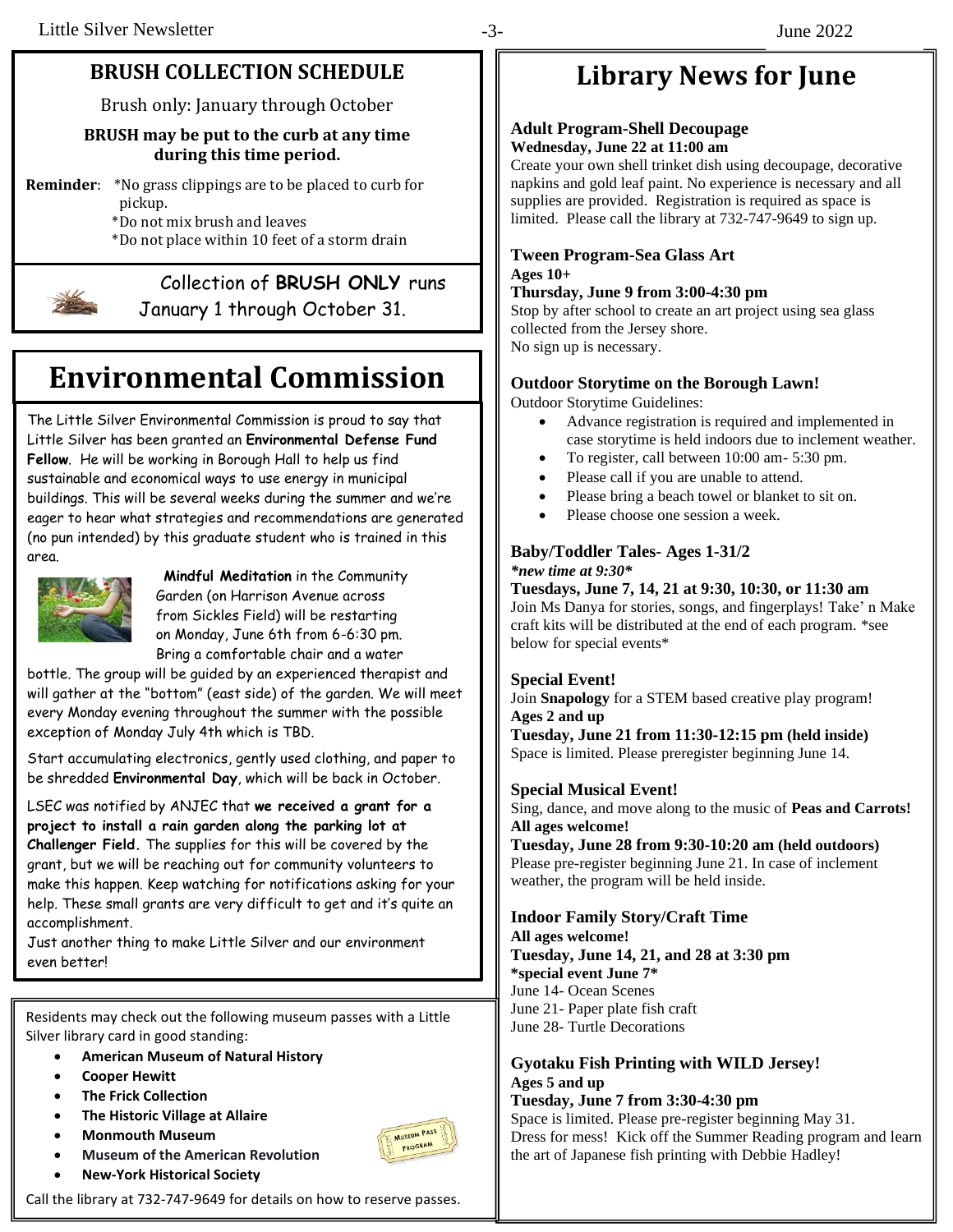## BRUSH COLLECTION SCHEDULE

Brush only: January through October

**BRUSH may be put to the curb at any time during this time period.**

**Reminder**: *No grass clippings are to be placed to curb for pickup.
*Do not mix brush and leaves
*Do not place within 10 feet of a storm drain

Collection of **BRUSH ONLY** runs January 1 through October 31.

# Environmental Commission

The Little Silver Environmental Commission is proud to say that Little Silver has been granted an **Environmental Defense Fund Fellow**. He will be working in Borough Hall to help us find sustainable and economical ways to use energy in municipal buildings. This will be several weeks during the summer and we're eager to hear what strategies and recommendations are generated (no pun intended) by this graduate student who is trained in this area.

**Mindful Meditation** in the Community Garden (on Harrison Avenue across from Sickles Field) will be restarting on Monday, June 6th from 6-6:30 pm. Bring a comfortable chair and a water bottle. The group will be guided by an experienced therapist and will gather at the "bottom" (east side) of the garden. We will meet every Monday evening throughout the summer with the possible exception of Monday July 4th which is TBD.

Start accumulating electronics, gently used clothing, and paper to be shredded **Environmental Day**, which will be back in October.

LSEC was notified by ANJEC that **we received a grant for a project to install a rain garden along the parking lot at Challenger Field.** The supplies for this will be covered by the grant, but we will be reaching out for community volunteers to make this happen. Keep watching for notifications asking for your help. These small grants are very difficult to get and it's quite an accomplishment.
Just another thing to make Little Silver and our environment even better!

Residents may check out the following museum passes with a Little Silver library card in good standing:

- **American Museum of Natural History**
- **Cooper Hewitt**
- **The Frick Collection**
- **The Historic Village at Allaire**
- **Monmouth Museum**
- **Museum of the American Revolution**
- **New-York Historical Society**

Call the library at 732-747-9649 for details on how to reserve passes.

# Library News for June

### Adult Program-Shell Decoupage
**Wednesday, June 22 at 11:00 am**

Create your own shell trinket dish using decoupage, decorative napkins and gold leaf paint. No experience is necessary and all supplies are provided. Registration is required as space is limited. Please call the library at 732-747-9649 to sign up.

### Tween Program-Sea Glass Art
**Ages 10+**
**Thursday, June 9 from 3:00-4:30 pm**

Stop by after school to create an art project using sea glass collected from the Jersey shore.
No sign up is necessary.

### Outdoor Storytime on the Borough Lawn!

Outdoor Storytime Guidelines:

- Advance registration is required and implemented in case storytime is held indoors due to inclement weather.
- To register, call between 10:00 am- 5:30 pm.
- Please call if you are unable to attend.
- Please bring a beach towel or blanket to sit on.
- Please choose one session a week.

### Baby/Toddler Tales- Ages 1-31/2
***new time at 9:30***
**Tuesdays, June 7, 14, 21 at 9:30, 10:30, or 11:30 am**

Join Ms Danya for stories, songs, and fingerplays! Take' n Make craft kits will be distributed at the end of each program. *see below for special events*

### Special Event!

Join **Snapology** for a STEM based creative play program!
**Ages 2 and up**
**Tuesday, June 21 from 11:30-12:15 pm (held inside)**
Space is limited. Please preregister beginning June 14.

### Special Musical Event!

Sing, dance, and move along to the music of **Peas and Carrots!**
**All ages welcome!**
**Tuesday, June 28 from 9:30-10:20 am (held outdoors)**
Please pre-register beginning June 21. In case of inclement weather, the program will be held inside.

### Indoor Family Story/Craft Time
**All ages welcome!**
**Tuesday, June 14, 21, and 28 at 3:30 pm**
***special event June 7***

June 14- Ocean Scenes
June 21- Paper plate fish craft
June 28- Turtle Decorations

### Gyotaku Fish Printing with WILD Jersey!
**Ages 5 and up**
**Tuesday, June 7 from 3:30-4:30 pm**

Space is limited. Please pre-register beginning May 31.
Dress for mess! Kick off the Summer Reading program and learn the art of Japanese fish printing with Debbie Hadley!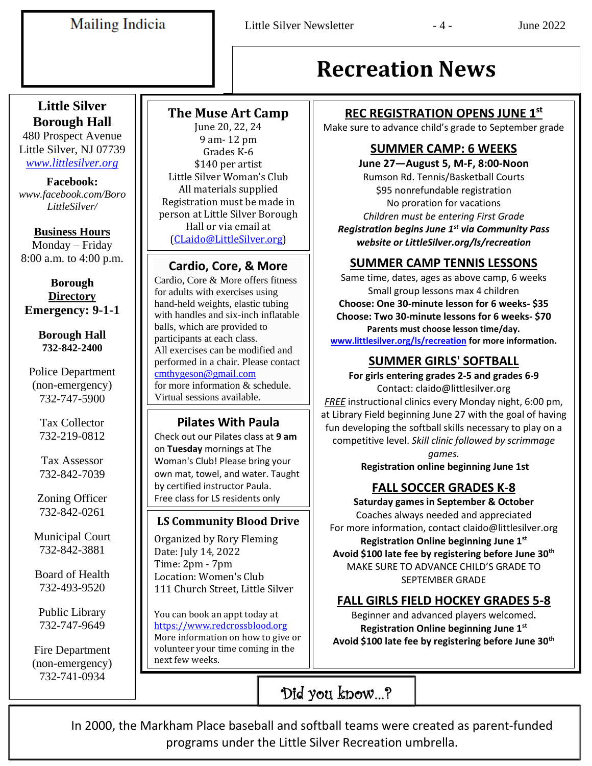Mailing Indicia

# Recreation News

**Little Silver Borough Hall**
480 Prospect Avenue
Little Silver, NJ 07739
www.littlesilver.org

**Facebook:**
*www.facebook.com/BoroLittleSilver/*

**Business Hours**
Monday – Friday
8:00 a.m. to 4:00 p.m.

**Borough Directory**
**Emergency: 9-1-1**

**Borough Hall**
**732-842-2400**

Police Department (non-emergency)
732-747-5900

Tax Collector
732-219-0812

Tax Assessor
732-842-7039

Zoning Officer
732-842-0261

Municipal Court
732-842-3881

Board of Health
732-493-9520

Public Library
732-747-9649

Fire Department (non-emergency)
732-741-0934

## The Muse Art Camp

June 20, 22, 24
9 am- 12 pm
Grades K-6
$140 per artist
Little Silver Woman's Club
All materials supplied
Registration must be made in person at Little Silver Borough Hall or via email at (CLaido@LittleSilver.org)

## Cardio, Core, & More

Cardio, Core & More offers fitness for adults with exercises using hand-held weights, elastic tubing with handles and six-inch inflatable balls, which are provided to participants at each class.
All exercises can be modified and performed in a chair. Please contact cmthygeson@gmail.com for more information & schedule.
Virtual sessions available.

## Pilates With Paula

Check out our Pilates class at **9 am** on **Tuesday** mornings at The Woman's Club! Please bring your own mat, towel, and water. Taught by certified instructor Paula.
Free class for LS residents only

## LS Community Blood Drive

Organized by Rory Fleming
Date: July 14, 2022
Time: 2pm - 7pm
Location: Women's Club
111 Church Street, Little Silver

You can book an appt today at https://www.redcrossblood.org
More information on how to give or volunteer your time coming in the next few weeks.

## REC REGISTRATION OPENS JUNE 1st

Make sure to advance child's grade to September grade

## SUMMER CAMP: 6 WEEKS

**June 27—August 5, M-F, 8:00-Noon**
Rumson Rd. Tennis/Basketball Courts
$95 nonrefundable registration
No proration for vacations
*Children must be entering First Grade*
***Registration begins June 1st via Community Pass website or LittleSilver.org/ls/recreation***

## SUMMER CAMP TENNIS LESSONS

Same time, dates, ages as above camp, 6 weeks
Small group lessons max 4 children
**Choose: One 30-minute lesson for 6 weeks- $35**
**Choose: Two 30-minute lessons for 6 weeks- $70**
**Parents must choose lesson time/day.**
**www.littlesilver.org/ls/recreation for more information.**

## SUMMER GIRLS' SOFTBALL

**For girls entering grades 2-5 and grades 6-9**
Contact: claido@littlesilver.org
*FREE* instructional clinics every Monday night, 6:00 pm, at Library Field beginning June 27 with the goal of having fun developing the softball skills necessary to play on a competitive level. *Skill clinic followed by scrimmage games.*
**Registration online beginning June 1st**

## FALL SOCCER GRADES K-8

**Saturday games in September & October**
Coaches always needed and appreciated
For more information, contact claido@littlesilver.org
**Registration Online beginning June 1st**
**Avoid $100 late fee by registering before June 30th**
MAKE SURE TO ADVANCE CHILD'S GRADE TO SEPTEMBER GRADE

## FALL GIRLS FIELD HOCKEY GRADES 5-8

Beginner and advanced players welcomed**.**
**Registration Online beginning June 1st**
**Avoid $100 late fee by registering before June 30th**

## Did you know…?

In 2000, the Markham Place baseball and softball teams were created as parent-funded programs under the Little Silver Recreation umbrella.